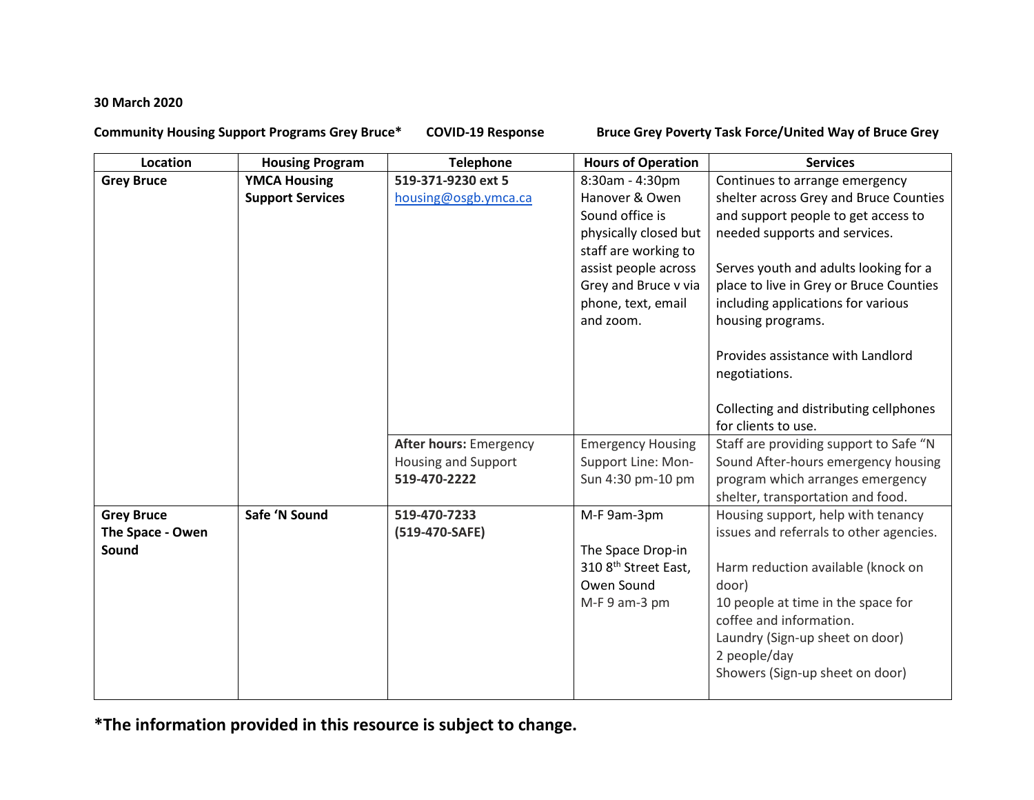**30 March 2020**

**Community Housing Support Programs Grey Bruce*   COVID-19 Response   Bruce Grey Poverty Task Force/United Way of Bruce Grey**

| Location | Housing Program | Telephone | Hours of Operation | Services |
|---|---|---|---|---|
| **Grey Bruce** | **YMCA Housing Support Services** | **519-371-9230 ext 5** housing@osgb.ymca.ca | 8:30am - 4:30pm Hanover & Owen Sound office is physically closed but staff are working to assist people across Grey and Bruce v via phone, text, email and zoom. | Continues to arrange emergency shelter across Grey and Bruce Counties and support people to get access to needed supports and services.<br><br>Serves youth and adults looking for a place to live in Grey or Bruce Counties including applications for various housing programs.<br><br>Provides assistance with Landlord negotiations.<br><br>Collecting and distributing cellphones for clients to use. |
| | | **After hours:** Emergency Housing and Support **519-470-2222** | Emergency Housing Support Line: Mon-Sun 4:30 pm-10 pm | Staff are providing support to Safe "N Sound After-hours emergency housing program which arranges emergency shelter, transportation and food. |
| **Grey Bruce The Space - Owen Sound** | **Safe 'N Sound** | **519-470-7233 (519-470-SAFE)** | M-F 9am-3pm<br><br>The Space Drop-in 310 8th Street East, Owen Sound M-F 9 am-3 pm | Housing support, help with tenancy issues and referrals to other agencies.<br><br>Harm reduction available (knock on door)<br>10 people at time in the space for coffee and information.<br>Laundry (Sign-up sheet on door) 2 people/day<br>Showers (Sign-up sheet on door) |

**\*The information provided in this resource is subject to change.**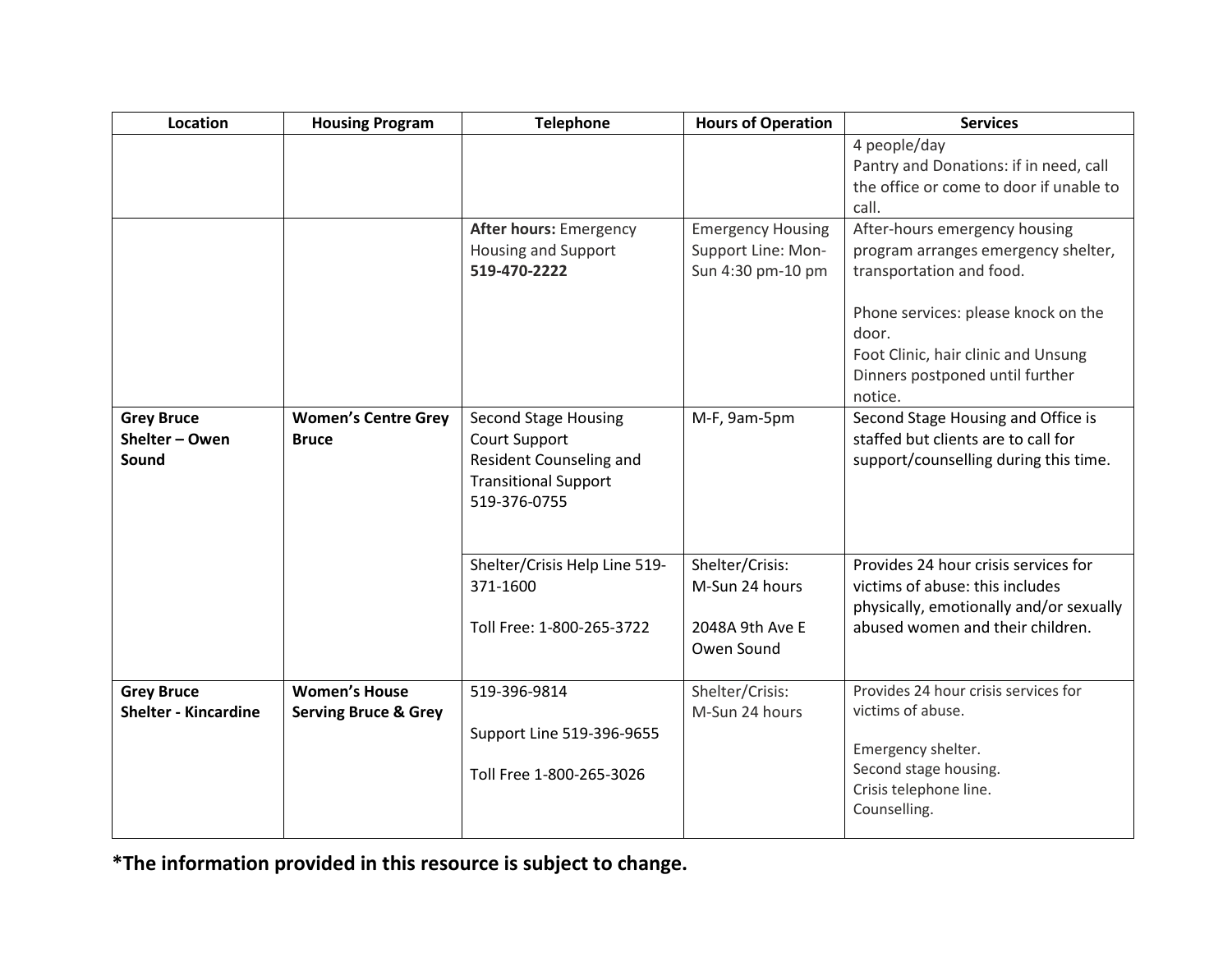| Location | Housing Program | Telephone | Hours of Operation | Services |
|---|---|---|---|---|
| | | | | 4 people/day<br>Pantry and Donations: if in need, call the office or come to door if unable to call. |
| | | **After hours:** Emergency Housing and Support **519-470-2222** | Emergency Housing Support Line: Mon-Sun 4:30 pm-10 pm | After-hours emergency housing program arranges emergency shelter, transportation and food.<br><br>Phone services: please knock on the door.<br>Foot Clinic, hair clinic and Unsung Dinners postponed until further notice. |
| **Grey Bruce Shelter – Owen Sound** | **Women's Centre Grey Bruce** | Second Stage Housing<br>Court Support<br>Resident Counseling and Transitional Support<br>519-376-0755 | M-F, 9am-5pm | Second Stage Housing and Office is staffed but clients are to call for support/counselling during this time. |
| | | Shelter/Crisis Help Line 519-371-1600<br><br>Toll Free: 1-800-265-3722 | Shelter/Crisis:<br>M-Sun 24 hours<br><br>2048A 9th Ave E Owen Sound | Provides 24 hour crisis services for victims of abuse: this includes physically, emotionally and/or sexually abused women and their children. |
| **Grey Bruce Shelter - Kincardine** | **Women's House Serving Bruce & Grey** | 519-396-9814<br><br>Support Line 519-396-9655<br><br>Toll Free 1-800-265-3026 | Shelter/Crisis:<br>M-Sun 24 hours | Provides 24 hour crisis services for victims of abuse.<br><br>Emergency shelter.<br>Second stage housing.<br>Crisis telephone line.<br>Counselling. |

**\*The information provided in this resource is subject to change.**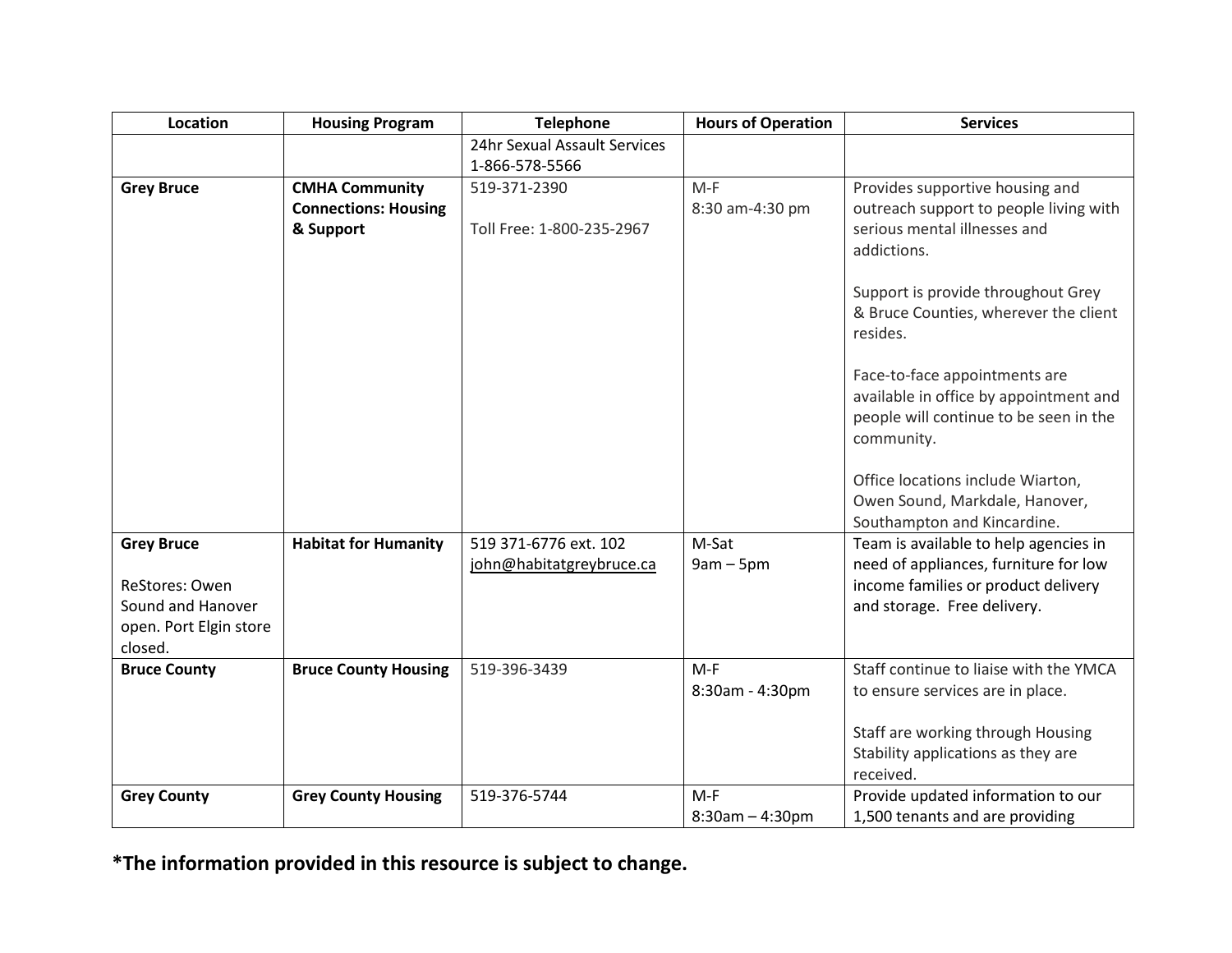| Location | Housing Program | Telephone | Hours of Operation | Services |
|---|---|---|---|---|
| | | 24hr Sexual Assault Services 1-866-578-5566 | | |
| **Grey Bruce** | **CMHA Community Connections: Housing & Support** | 519-371-2390<br><br>Toll Free: 1-800-235-2967 | M-F<br>8:30 am-4:30 pm | Provides supportive housing and outreach support to people living with serious mental illnesses and addictions.<br><br>Support is provide throughout Grey & Bruce Counties, wherever the client resides.<br><br>Face-to-face appointments are available in office by appointment and people will continue to be seen in the community.<br><br>Office locations include Wiarton, Owen Sound, Markdale, Hanover, Southampton and Kincardine. |
| **Grey Bruce**<br><br>ReStores: Owen Sound and Hanover open. Port Elgin store closed. | **Habitat for Humanity** | 519 371-6776 ext. 102<br>john@habitatgreybruce.ca | M-Sat<br>9am – 5pm | Team is available to help agencies in need of appliances, furniture for low income families or product delivery and storage. Free delivery. |
| **Bruce County** | **Bruce County Housing** | 519-396-3439 | M-F<br>8:30am - 4:30pm | Staff continue to liaise with the YMCA to ensure services are in place.<br><br>Staff are working through Housing Stability applications as they are received. |
| **Grey County** | **Grey County Housing** | 519-376-5744 | M-F<br>8:30am – 4:30pm | Provide updated information to our 1,500 tenants and are providing |

**\*The information provided in this resource is subject to change.**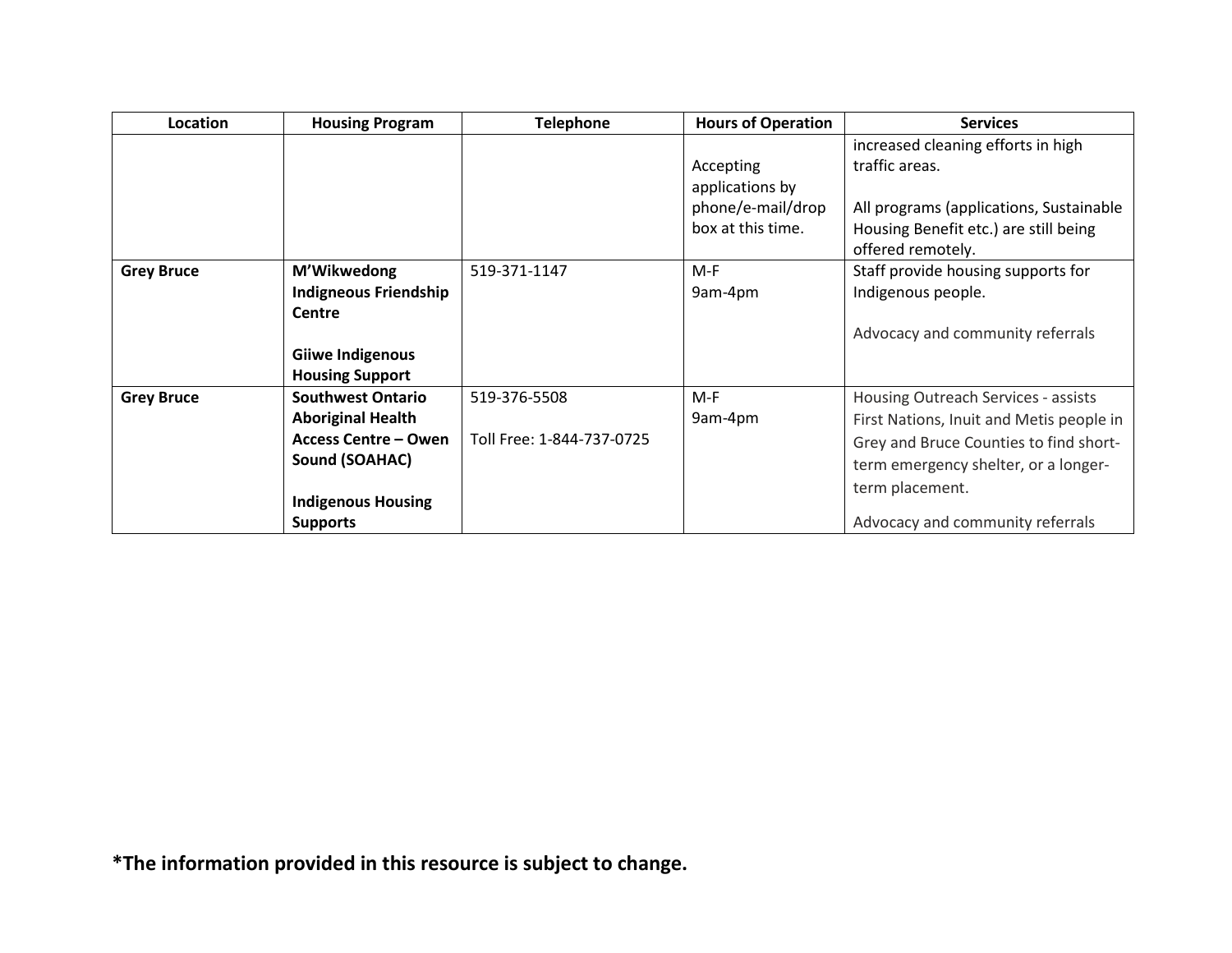| Location | Housing Program | Telephone | Hours of Operation | Services |
| --- | --- | --- | --- | --- |
| | | | Accepting applications by phone/e-mail/drop box at this time. | increased cleaning efforts in high traffic areas.<br><br>All programs (applications, Sustainable Housing Benefit etc.) are still being offered remotely. |
| **Grey Bruce** | **M'Wikwedong Indigneous Friendship Centre**<br><br>**Giiwe Indigenous Housing Support** | 519-371-1147 | M-F<br>9am-4pm | Staff provide housing supports for Indigenous people.<br><br>Advocacy and community referrals |
| **Grey Bruce** | **Southwest Ontario Aboriginal Health Access Centre – Owen Sound (SOAHAC)**<br><br>**Indigenous Housing Supports** | 519-376-5508<br><br>Toll Free: 1-844-737-0725 | M-F<br>9am-4pm | Housing Outreach Services - assists First Nations, Inuit and Metis people in Grey and Bruce Counties to find short-term emergency shelter, or a longer-term placement.<br><br>Advocacy and community referrals |

**\*The information provided in this resource is subject to change.**